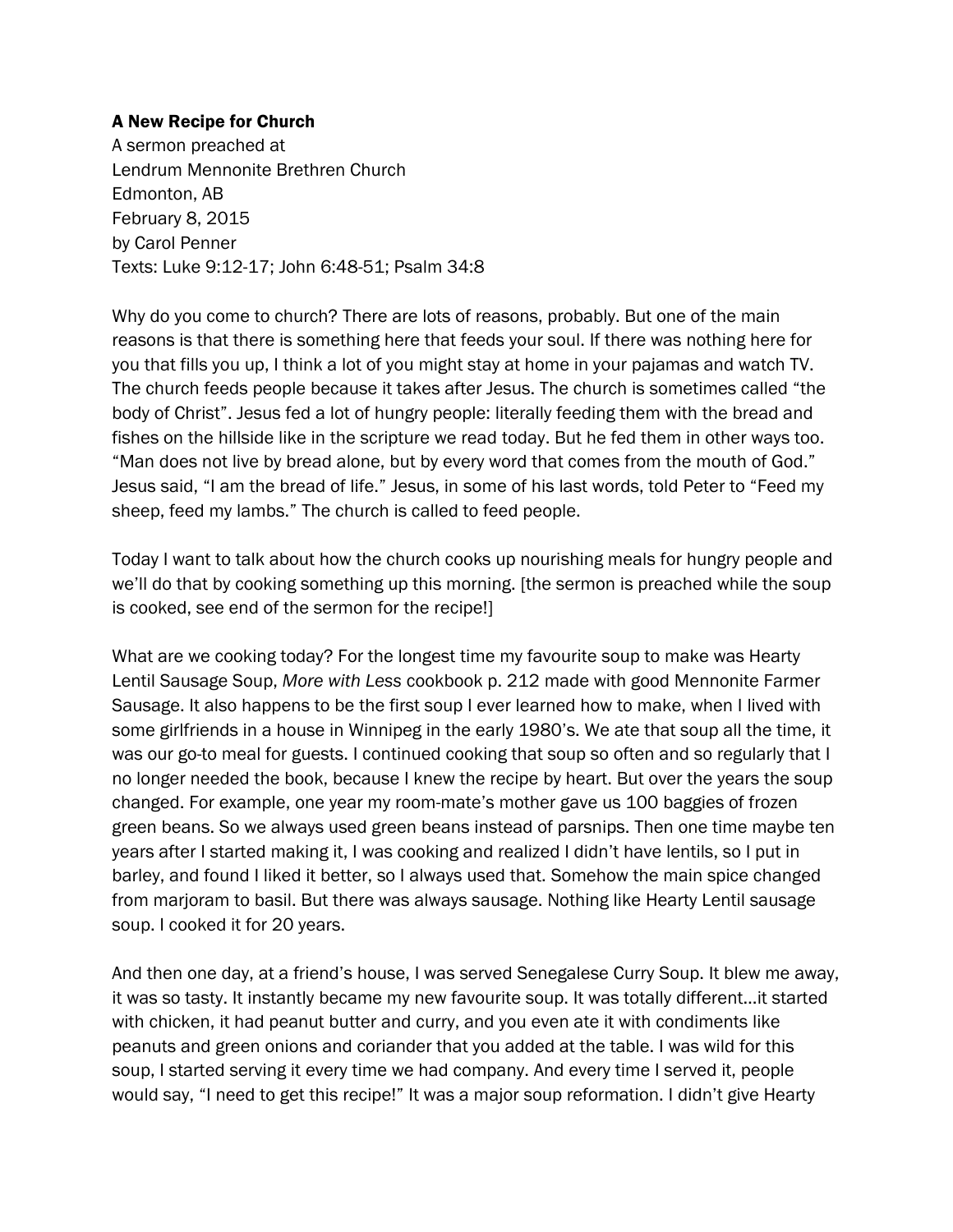**A New Recipe for Church**
A sermon preached at
Lendrum Mennonite Brethren Church
Edmonton, AB
February 8, 2015
by Carol Penner
Texts: Luke 9:12-17; John 6:48-51; Psalm 34:8

Why do you come to church? There are lots of reasons, probably. But one of the main reasons is that there is something here that feeds your soul. If there was nothing here for you that fills you up, I think a lot of you might stay at home in your pajamas and watch TV. The church feeds people because it takes after Jesus. The church is sometimes called "the body of Christ". Jesus fed a lot of hungry people: literally feeding them with the bread and fishes on the hillside like in the scripture we read today. But he fed them in other ways too. "Man does not live by bread alone, but by every word that comes from the mouth of God." Jesus said, "I am the bread of life." Jesus, in some of his last words, told Peter to "Feed my sheep, feed my lambs." The church is called to feed people.

Today I want to talk about how the church cooks up nourishing meals for hungry people and we'll do that by cooking something up this morning. [the sermon is preached while the soup is cooked, see end of the sermon for the recipe!]

What are we cooking today? For the longest time my favourite soup to make was Hearty Lentil Sausage Soup, *More with Less* cookbook p. 212 made with good Mennonite Farmer Sausage. It also happens to be the first soup I ever learned how to make, when I lived with some girlfriends in a house in Winnipeg in the early 1980's. We ate that soup all the time, it was our go-to meal for guests. I continued cooking that soup so often and so regularly that I no longer needed the book, because I knew the recipe by heart. But over the years the soup changed. For example, one year my room-mate's mother gave us 100 baggies of frozen green beans. So we always used green beans instead of parsnips. Then one time maybe ten years after I started making it, I was cooking and realized I didn't have lentils, so I put in barley, and found I liked it better, so I always used that. Somehow the main spice changed from marjoram to basil. But there was always sausage. Nothing like Hearty Lentil sausage soup. I cooked it for 20 years.

And then one day, at a friend's house, I was served Senegalese Curry Soup. It blew me away, it was so tasty. It instantly became my new favourite soup. It was totally different…it started with chicken, it had peanut butter and curry, and you even ate it with condiments like peanuts and green onions and coriander that you added at the table. I was wild for this soup, I started serving it every time we had company. And every time I served it, people would say, "I need to get this recipe!" It was a major soup reformation. I didn't give Hearty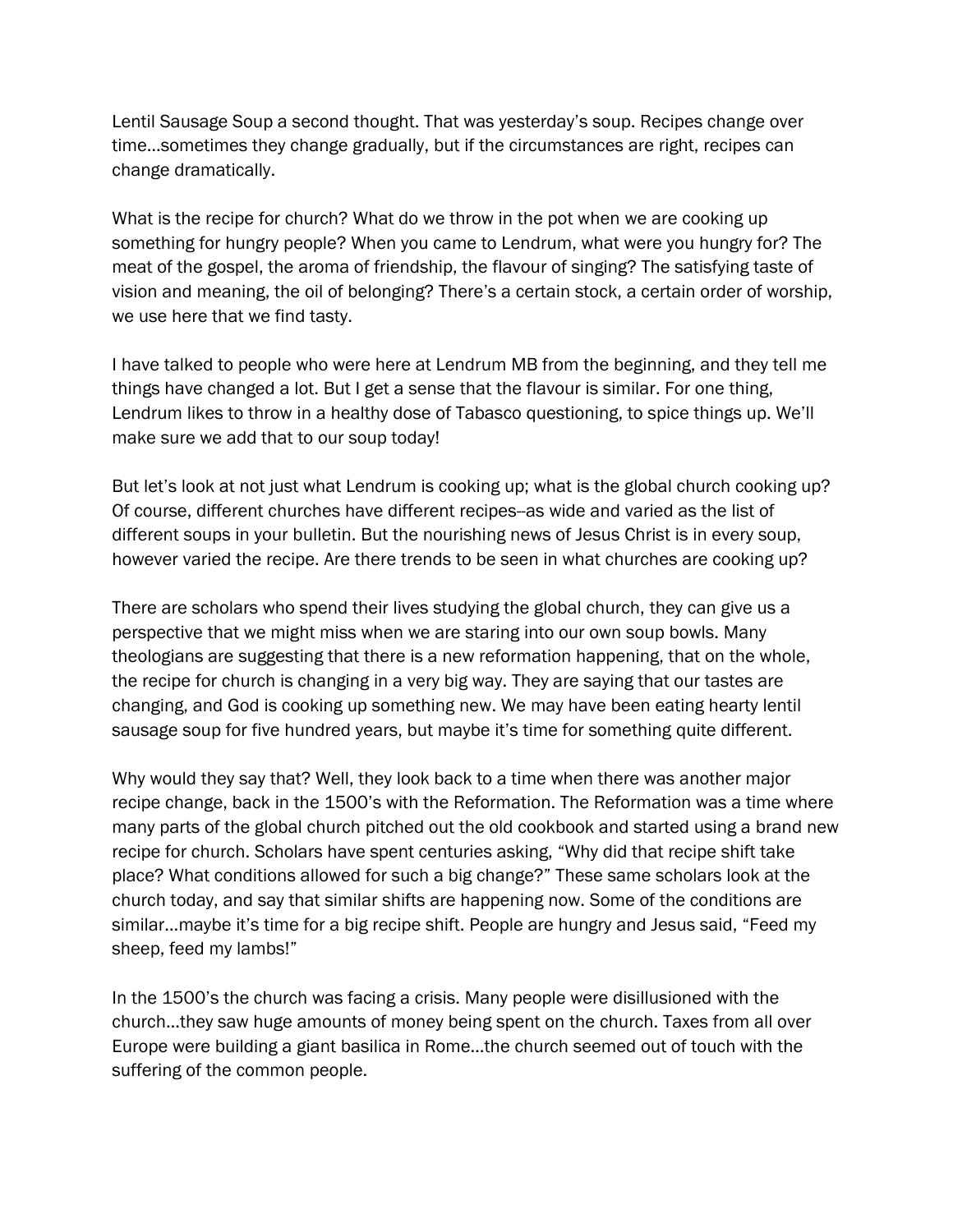Lentil Sausage Soup a second thought. That was yesterday's soup. Recipes change over time…sometimes they change gradually, but if the circumstances are right, recipes can change dramatically.

What is the recipe for church? What do we throw in the pot when we are cooking up something for hungry people? When you came to Lendrum, what were you hungry for? The meat of the gospel, the aroma of friendship, the flavour of singing? The satisfying taste of vision and meaning, the oil of belonging? There's a certain stock, a certain order of worship, we use here that we find tasty.

I have talked to people who were here at Lendrum MB from the beginning, and they tell me things have changed a lot. But I get a sense that the flavour is similar. For one thing, Lendrum likes to throw in a healthy dose of Tabasco questioning, to spice things up. We'll make sure we add that to our soup today!

But let's look at not just what Lendrum is cooking up; what is the global church cooking up? Of course, different churches have different recipes--as wide and varied as the list of different soups in your bulletin. But the nourishing news of Jesus Christ is in every soup, however varied the recipe. Are there trends to be seen in what churches are cooking up?

There are scholars who spend their lives studying the global church, they can give us a perspective that we might miss when we are staring into our own soup bowls. Many theologians are suggesting that there is a new reformation happening, that on the whole, the recipe for church is changing in a very big way. They are saying that our tastes are changing, and God is cooking up something new. We may have been eating hearty lentil sausage soup for five hundred years, but maybe it's time for something quite different.

Why would they say that? Well, they look back to a time when there was another major recipe change, back in the 1500's with the Reformation. The Reformation was a time where many parts of the global church pitched out the old cookbook and started using a brand new recipe for church. Scholars have spent centuries asking, "Why did that recipe shift take place? What conditions allowed for such a big change?" These same scholars look at the church today, and say that similar shifts are happening now. Some of the conditions are similar…maybe it's time for a big recipe shift. People are hungry and Jesus said, "Feed my sheep, feed my lambs!"

In the 1500's the church was facing a crisis. Many people were disillusioned with the church…they saw huge amounts of money being spent on the church. Taxes from all over Europe were building a giant basilica in Rome…the church seemed out of touch with the suffering of the common people.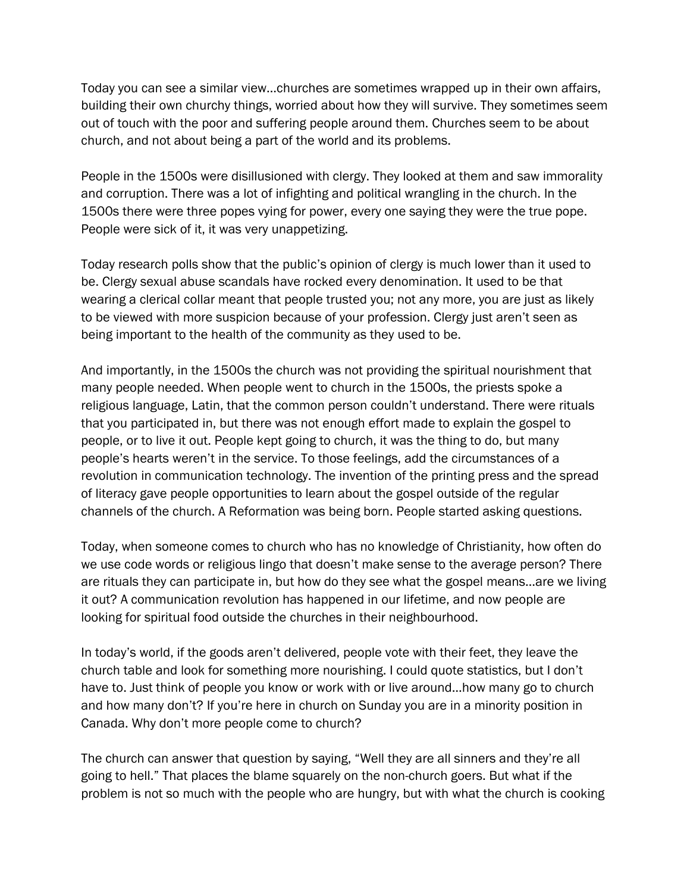Today you can see a similar view…churches are sometimes wrapped up in their own affairs, building their own churchy things, worried about how they will survive. They sometimes seem out of touch with the poor and suffering people around them. Churches seem to be about church, and not about being a part of the world and its problems.

People in the 1500s were disillusioned with clergy. They looked at them and saw immorality and corruption. There was a lot of infighting and political wrangling in the church. In the 1500s there were three popes vying for power, every one saying they were the true pope. People were sick of it, it was very unappetizing.

Today research polls show that the public's opinion of clergy is much lower than it used to be. Clergy sexual abuse scandals have rocked every denomination. It used to be that wearing a clerical collar meant that people trusted you; not any more, you are just as likely to be viewed with more suspicion because of your profession. Clergy just aren't seen as being important to the health of the community as they used to be.

And importantly, in the 1500s the church was not providing the spiritual nourishment that many people needed. When people went to church in the 1500s, the priests spoke a religious language, Latin, that the common person couldn't understand. There were rituals that you participated in, but there was not enough effort made to explain the gospel to people, or to live it out. People kept going to church, it was the thing to do, but many people's hearts weren't in the service. To those feelings, add the circumstances of a revolution in communication technology. The invention of the printing press and the spread of literacy gave people opportunities to learn about the gospel outside of the regular channels of the church. A Reformation was being born. People started asking questions.

Today, when someone comes to church who has no knowledge of Christianity, how often do we use code words or religious lingo that doesn't make sense to the average person? There are rituals they can participate in, but how do they see what the gospel means…are we living it out? A communication revolution has happened in our lifetime, and now people are looking for spiritual food outside the churches in their neighbourhood.

In today's world, if the goods aren't delivered, people vote with their feet, they leave the church table and look for something more nourishing. I could quote statistics, but I don't have to. Just think of people you know or work with or live around…how many go to church and how many don't? If you're here in church on Sunday you are in a minority position in Canada. Why don't more people come to church?

The church can answer that question by saying, "Well they are all sinners and they're all going to hell." That places the blame squarely on the non-church goers. But what if the problem is not so much with the people who are hungry, but with what the church is cooking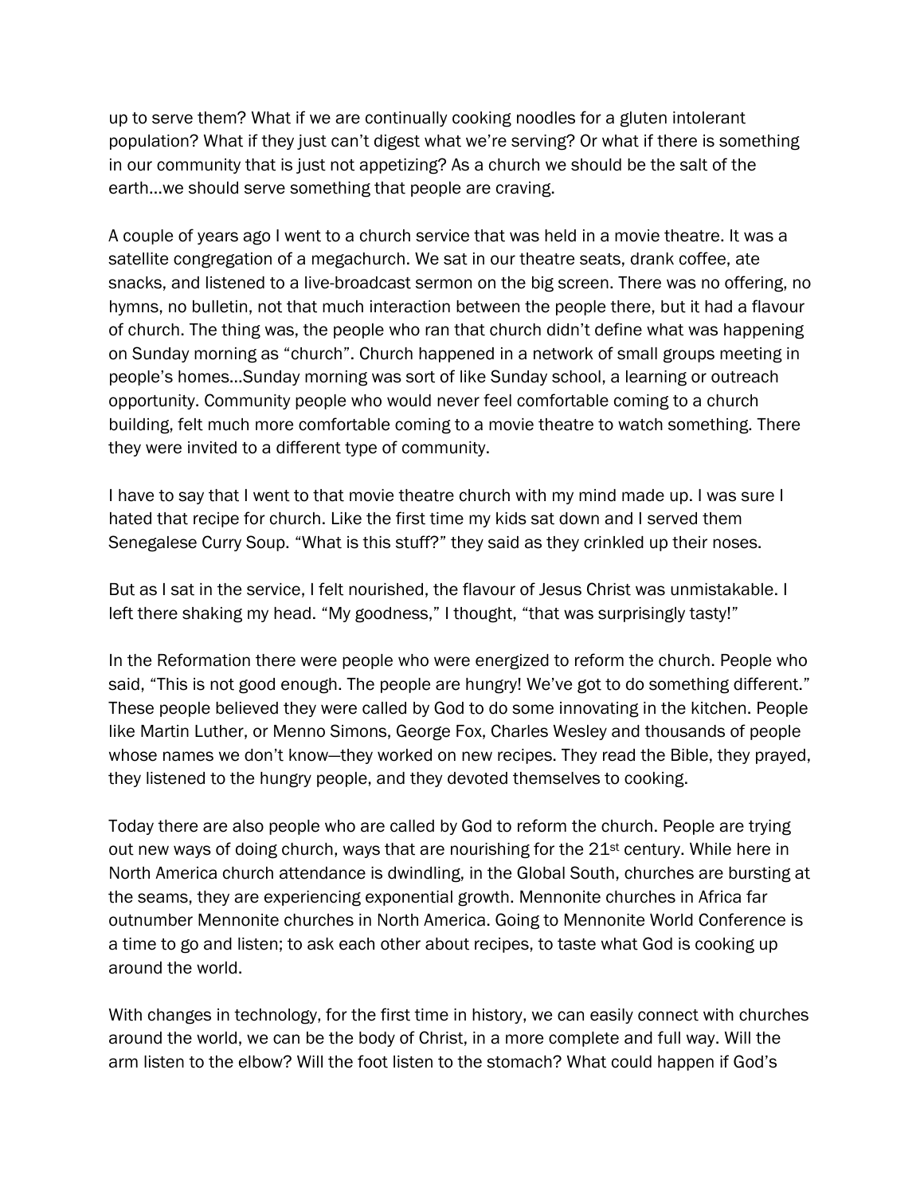up to serve them? What if we are continually cooking noodles for a gluten intolerant population? What if they just can't digest what we're serving? Or what if there is something in our community that is just not appetizing? As a church we should be the salt of the earth…we should serve something that people are craving.

A couple of years ago I went to a church service that was held in a movie theatre. It was a satellite congregation of a megachurch. We sat in our theatre seats, drank coffee, ate snacks, and listened to a live-broadcast sermon on the big screen. There was no offering, no hymns, no bulletin, not that much interaction between the people there, but it had a flavour of church. The thing was, the people who ran that church didn't define what was happening on Sunday morning as "church". Church happened in a network of small groups meeting in people's homes…Sunday morning was sort of like Sunday school, a learning or outreach opportunity. Community people who would never feel comfortable coming to a church building, felt much more comfortable coming to a movie theatre to watch something. There they were invited to a different type of community.

I have to say that I went to that movie theatre church with my mind made up. I was sure I hated that recipe for church. Like the first time my kids sat down and I served them Senegalese Curry Soup. "What is this stuff?" they said as they crinkled up their noses.

But as I sat in the service, I felt nourished, the flavour of Jesus Christ was unmistakable. I left there shaking my head. "My goodness," I thought, "that was surprisingly tasty!"

In the Reformation there were people who were energized to reform the church. People who said, "This is not good enough. The people are hungry! We've got to do something different." These people believed they were called by God to do some innovating in the kitchen. People like Martin Luther, or Menno Simons, George Fox, Charles Wesley and thousands of people whose names we don't know—they worked on new recipes. They read the Bible, they prayed, they listened to the hungry people, and they devoted themselves to cooking.

Today there are also people who are called by God to reform the church. People are trying out new ways of doing church, ways that are nourishing for the 21st century. While here in North America church attendance is dwindling, in the Global South, churches are bursting at the seams, they are experiencing exponential growth. Mennonite churches in Africa far outnumber Mennonite churches in North America. Going to Mennonite World Conference is a time to go and listen; to ask each other about recipes, to taste what God is cooking up around the world.

With changes in technology, for the first time in history, we can easily connect with churches around the world, we can be the body of Christ, in a more complete and full way. Will the arm listen to the elbow? Will the foot listen to the stomach? What could happen if God's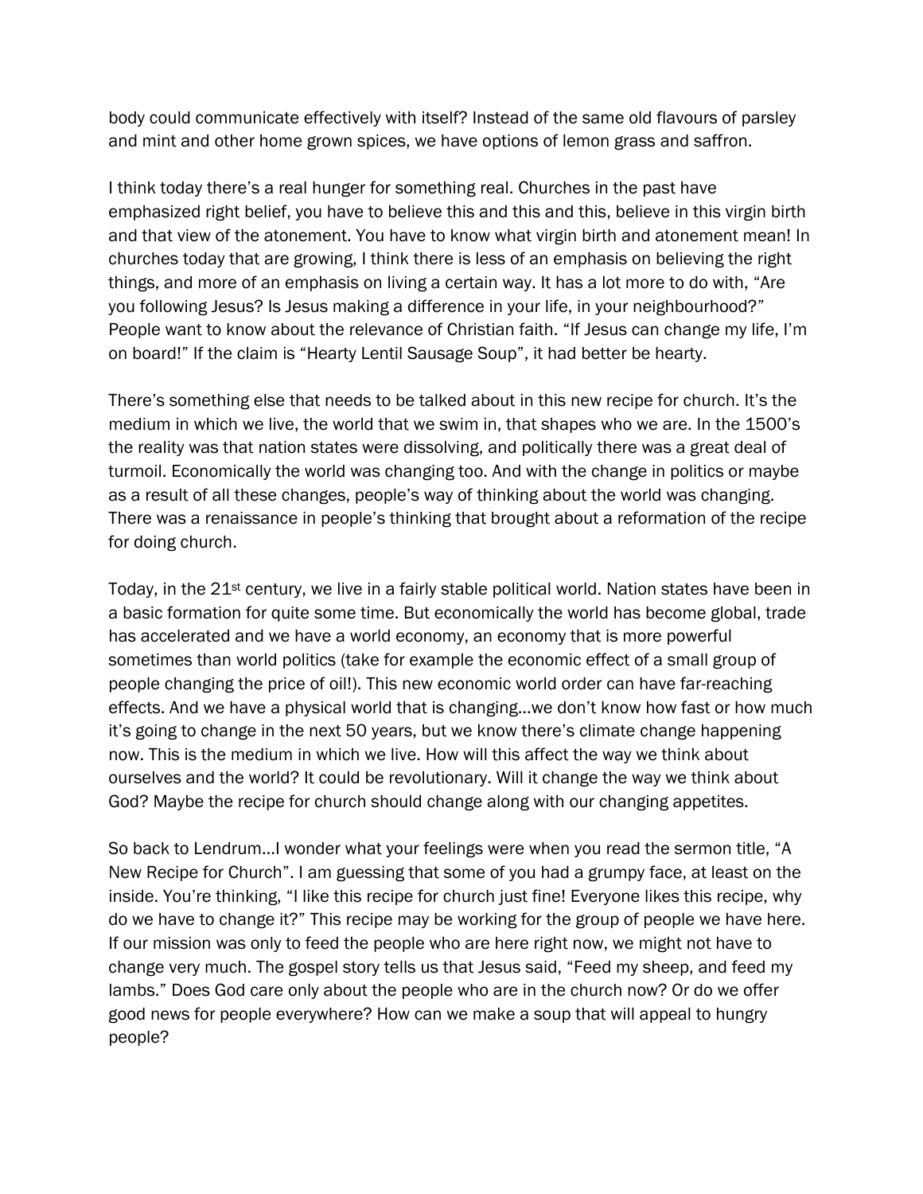body could communicate effectively with itself? Instead of the same old flavours of parsley and mint and other home grown spices, we have options of lemon grass and saffron.

I think today there's a real hunger for something real. Churches in the past have emphasized right belief, you have to believe this and this and this, believe in this virgin birth and that view of the atonement. You have to know what virgin birth and atonement mean! In churches today that are growing, I think there is less of an emphasis on believing the right things, and more of an emphasis on living a certain way. It has a lot more to do with, "Are you following Jesus? Is Jesus making a difference in your life, in your neighbourhood?" People want to know about the relevance of Christian faith. "If Jesus can change my life, I'm on board!" If the claim is "Hearty Lentil Sausage Soup", it had better be hearty.

There's something else that needs to be talked about in this new recipe for church. It's the medium in which we live, the world that we swim in, that shapes who we are. In the 1500's the reality was that nation states were dissolving, and politically there was a great deal of turmoil. Economically the world was changing too. And with the change in politics or maybe as a result of all these changes, people's way of thinking about the world was changing. There was a renaissance in people's thinking that brought about a reformation of the recipe for doing church.

Today, in the 21st century, we live in a fairly stable political world. Nation states have been in a basic formation for quite some time. But economically the world has become global, trade has accelerated and we have a world economy, an economy that is more powerful sometimes than world politics (take for example the economic effect of a small group of people changing the price of oil!). This new economic world order can have far-reaching effects. And we have a physical world that is changing…we don't know how fast or how much it's going to change in the next 50 years, but we know there's climate change happening now. This is the medium in which we live. How will this affect the way we think about ourselves and the world? It could be revolutionary. Will it change the way we think about God? Maybe the recipe for church should change along with our changing appetites.

So back to Lendrum…I wonder what your feelings were when you read the sermon title, "A New Recipe for Church". I am guessing that some of you had a grumpy face, at least on the inside. You're thinking, "I like this recipe for church just fine! Everyone likes this recipe, why do we have to change it?" This recipe may be working for the group of people we have here. If our mission was only to feed the people who are here right now, we might not have to change very much. The gospel story tells us that Jesus said, "Feed my sheep, and feed my lambs." Does God care only about the people who are in the church now? Or do we offer good news for people everywhere? How can we make a soup that will appeal to hungry people?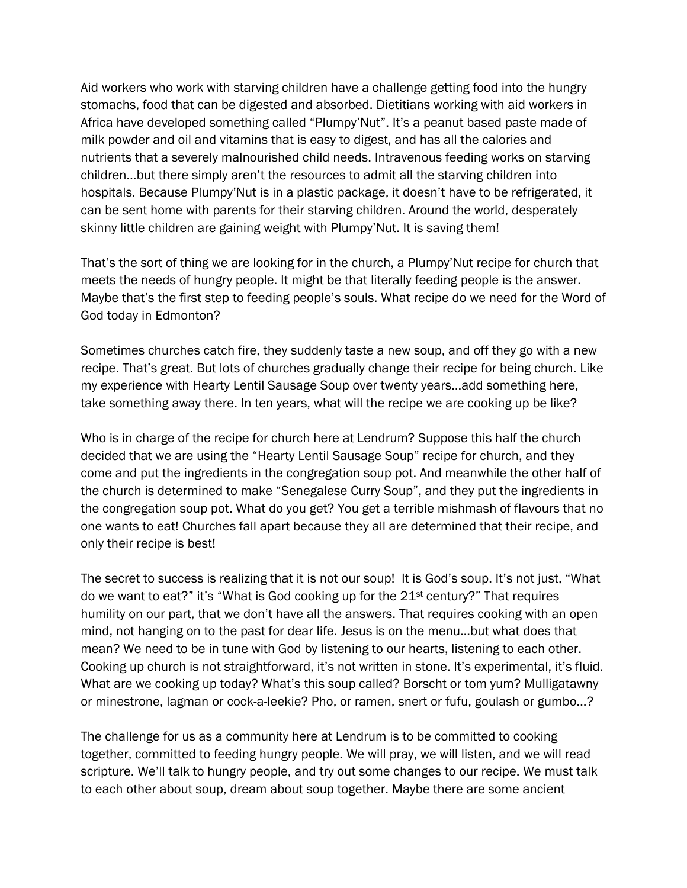Aid workers who work with starving children have a challenge getting food into the hungry stomachs, food that can be digested and absorbed. Dietitians working with aid workers in Africa have developed something called "Plumpy'Nut". It's a peanut based paste made of milk powder and oil and vitamins that is easy to digest, and has all the calories and nutrients that a severely malnourished child needs. Intravenous feeding works on starving children…but there simply aren't the resources to admit all the starving children into hospitals. Because Plumpy'Nut is in a plastic package, it doesn't have to be refrigerated, it can be sent home with parents for their starving children. Around the world, desperately skinny little children are gaining weight with Plumpy'Nut. It is saving them!

That's the sort of thing we are looking for in the church, a Plumpy'Nut recipe for church that meets the needs of hungry people. It might be that literally feeding people is the answer. Maybe that's the first step to feeding people's souls. What recipe do we need for the Word of God today in Edmonton?

Sometimes churches catch fire, they suddenly taste a new soup, and off they go with a new recipe. That's great. But lots of churches gradually change their recipe for being church. Like my experience with Hearty Lentil Sausage Soup over twenty years…add something here, take something away there. In ten years, what will the recipe we are cooking up be like?

Who is in charge of the recipe for church here at Lendrum? Suppose this half the church decided that we are using the "Hearty Lentil Sausage Soup" recipe for church, and they come and put the ingredients in the congregation soup pot. And meanwhile the other half of the church is determined to make "Senegalese Curry Soup", and they put the ingredients in the congregation soup pot. What do you get? You get a terrible mishmash of flavours that no one wants to eat! Churches fall apart because they all are determined that their recipe, and only their recipe is best!

The secret to success is realizing that it is not our soup! It is God's soup. It's not just, "What do we want to eat?" it's "What is God cooking up for the 21st century?" That requires humility on our part, that we don't have all the answers. That requires cooking with an open mind, not hanging on to the past for dear life. Jesus is on the menu…but what does that mean? We need to be in tune with God by listening to our hearts, listening to each other. Cooking up church is not straightforward, it's not written in stone. It's experimental, it's fluid. What are we cooking up today? What's this soup called? Borscht or tom yum? Mulligatawny or minestrone, lagman or cock-a-leekie? Pho, or ramen, snert or fufu, goulash or gumbo…?

The challenge for us as a community here at Lendrum is to be committed to cooking together, committed to feeding hungry people. We will pray, we will listen, and we will read scripture. We'll talk to hungry people, and try out some changes to our recipe. We must talk to each other about soup, dream about soup together. Maybe there are some ancient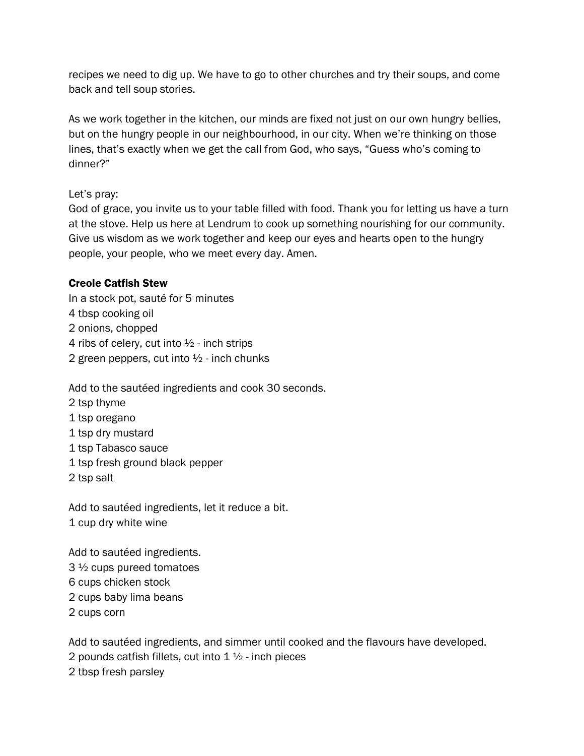recipes we need to dig up. We have to go to other churches and try their soups, and come back and tell soup stories.

As we work together in the kitchen, our minds are fixed not just on our own hungry bellies, but on the hungry people in our neighbourhood, in our city. When we're thinking on those lines, that's exactly when we get the call from God, who says, "Guess who's coming to dinner?"

Let's pray:
God of grace, you invite us to your table filled with food. Thank you for letting us have a turn at the stove. Help us here at Lendrum to cook up something nourishing for our community. Give us wisdom as we work together and keep our eyes and hearts open to the hungry people, your people, who we meet every day. Amen.

**Creole Catfish Stew**

In a stock pot, sauté for 5 minutes
4 tbsp cooking oil
2 onions, chopped
4 ribs of celery, cut into ½ - inch strips
2 green peppers, cut into ½ - inch chunks

Add to the sautéed ingredients and cook 30 seconds.
2 tsp thyme
1 tsp oregano
1 tsp dry mustard
1 tsp Tabasco sauce
1 tsp fresh ground black pepper
2 tsp salt

Add to sautéed ingredients, let it reduce a bit.
1 cup dry white wine

Add to sautéed ingredients.
3 ½ cups pureed tomatoes
6 cups chicken stock
2 cups baby lima beans
2 cups corn

Add to sautéed ingredients, and simmer until cooked and the flavours have developed.
2 pounds catfish fillets, cut into 1 ½ - inch pieces
2 tbsp fresh parsley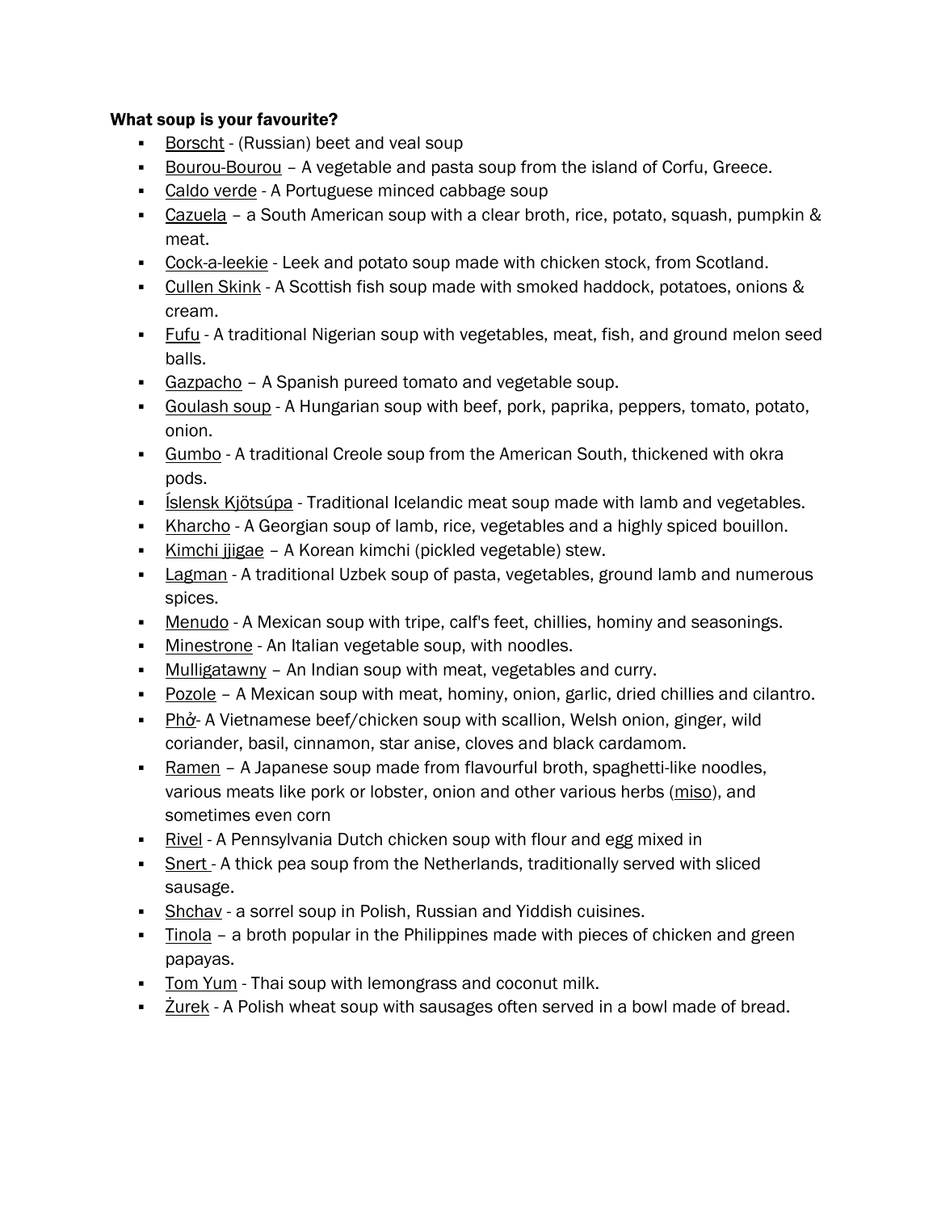**What soup is your favourite?**

- Borscht - (Russian) beet and veal soup
- Bourou-Bourou – A vegetable and pasta soup from the island of Corfu, Greece.
- Caldo verde - A Portuguese minced cabbage soup
- Cazuela – a South American soup with a clear broth, rice, potato, squash, pumpkin & meat.
- Cock-a-leekie - Leek and potato soup made with chicken stock, from Scotland.
- Cullen Skink - A Scottish fish soup made with smoked haddock, potatoes, onions & cream.
- Fufu - A traditional Nigerian soup with vegetables, meat, fish, and ground melon seed balls.
- Gazpacho – A Spanish pureed tomato and vegetable soup.
- Goulash soup - A Hungarian soup with beef, pork, paprika, peppers, tomato, potato, onion.
- Gumbo - A traditional Creole soup from the American South, thickened with okra pods.
- Íslensk Kjötsúpa - Traditional Icelandic meat soup made with lamb and vegetables.
- Kharcho - A Georgian soup of lamb, rice, vegetables and a highly spiced bouillon.
- Kimchi jjigae – A Korean kimchi (pickled vegetable) stew.
- Lagman - A traditional Uzbek soup of pasta, vegetables, ground lamb and numerous spices.
- Menudo - A Mexican soup with tripe, calf's feet, chillies, hominy and seasonings.
- Minestrone - An Italian vegetable soup, with noodles.
- Mulligatawny – An Indian soup with meat, vegetables and curry.
- Pozole – A Mexican soup with meat, hominy, onion, garlic, dried chillies and cilantro.
- Phở- A Vietnamese beef/chicken soup with scallion, Welsh onion, ginger, wild coriander, basil, cinnamon, star anise, cloves and black cardamom.
- Ramen – A Japanese soup made from flavourful broth, spaghetti-like noodles, various meats like pork or lobster, onion and other various herbs (miso), and sometimes even corn
- Rivel - A Pennsylvania Dutch chicken soup with flour and egg mixed in
- Snert - A thick pea soup from the Netherlands, traditionally served with sliced sausage.
- Shchav - a sorrel soup in Polish, Russian and Yiddish cuisines.
- Tinola – a broth popular in the Philippines made with pieces of chicken and green papayas.
- Tom Yum - Thai soup with lemongrass and coconut milk.
- Żurek - A Polish wheat soup with sausages often served in a bowl made of bread.